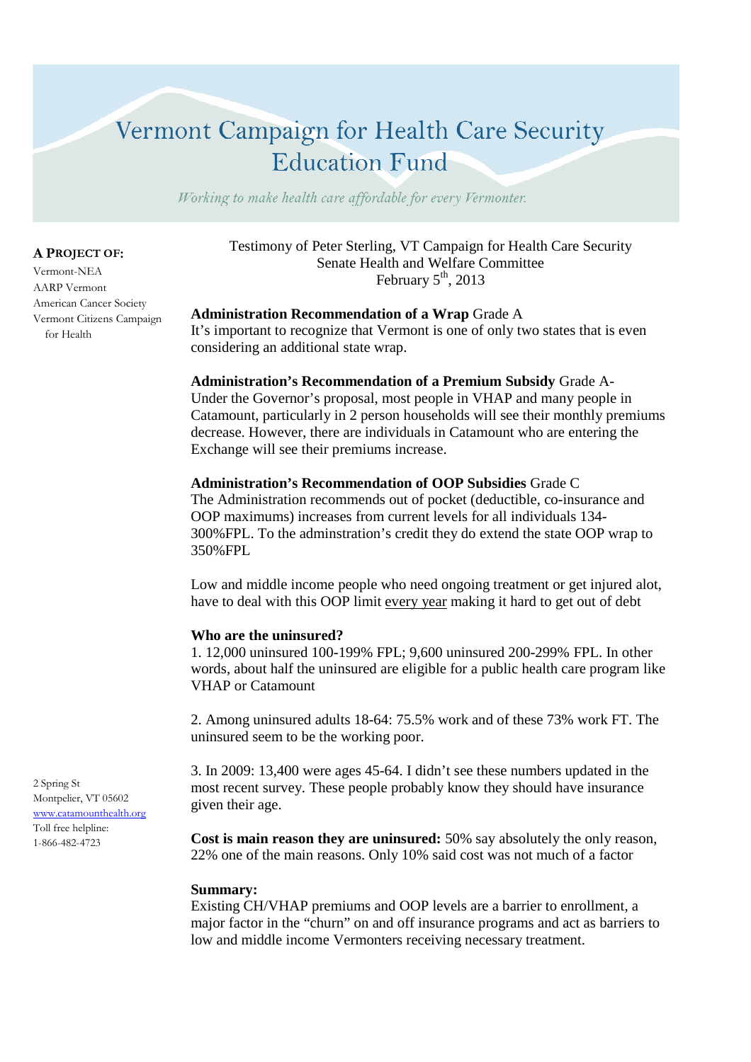# Vermont Campaign for Health Care Security Education Fund

*Working to make health care affordable for every Vermonter.*

**A PROJECT OF:**

Vermont-NEA
AARP Vermont
American Cancer Society
Vermont Citizens Campaign for Health

2 Spring St
Montpelier, VT 05602
www.catamounthealth.org
Toll free helpline:
1-866-482-4723

Testimony of Peter Sterling, VT Campaign for Health Care Security
Senate Health and Welfare Committee
February 5th, 2013

**Administration Recommendation of a Wrap** Grade A
It's important to recognize that Vermont is one of only two states that is even considering an additional state wrap.

**Administration's Recommendation of a Premium Subsidy** Grade A-
Under the Governor's proposal, most people in VHAP and many people in Catamount, particularly in 2 person households will see their monthly premiums decrease. However, there are individuals in Catamount who are entering the Exchange will see their premiums increase.

**Administration's Recommendation of OOP Subsidies** Grade C
The Administration recommends out of pocket (deductible, co-insurance and OOP maximums) increases from current levels for all individuals 134-300%FPL. To the adminstration's credit they do extend the state OOP wrap to 350%FPL

Low and middle income people who need ongoing treatment or get injured alot, have to deal with this OOP limit every year making it hard to get out of debt

**Who are the uninsured?**

1. 12,000 uninsured 100-199% FPL; 9,600 uninsured 200-299% FPL. In other words, about half the uninsured are eligible for a public health care program like VHAP or Catamount

2. Among uninsured adults 18-64: 75.5% work and of these 73% work FT. The uninsured seem to be the working poor.

3. In 2009: 13,400 were ages 45-64. I didn't see these numbers updated in the most recent survey. These people probably know they should have insurance given their age.

**Cost is main reason they are uninsured:** 50% say absolutely the only reason, 22% one of the main reasons. Only 10% said cost was not much of a factor

**Summary:**
Existing CH/VHAP premiums and OOP levels are a barrier to enrollment, a major factor in the "churn" on and off insurance programs and act as barriers to low and middle income Vermonters receiving necessary treatment.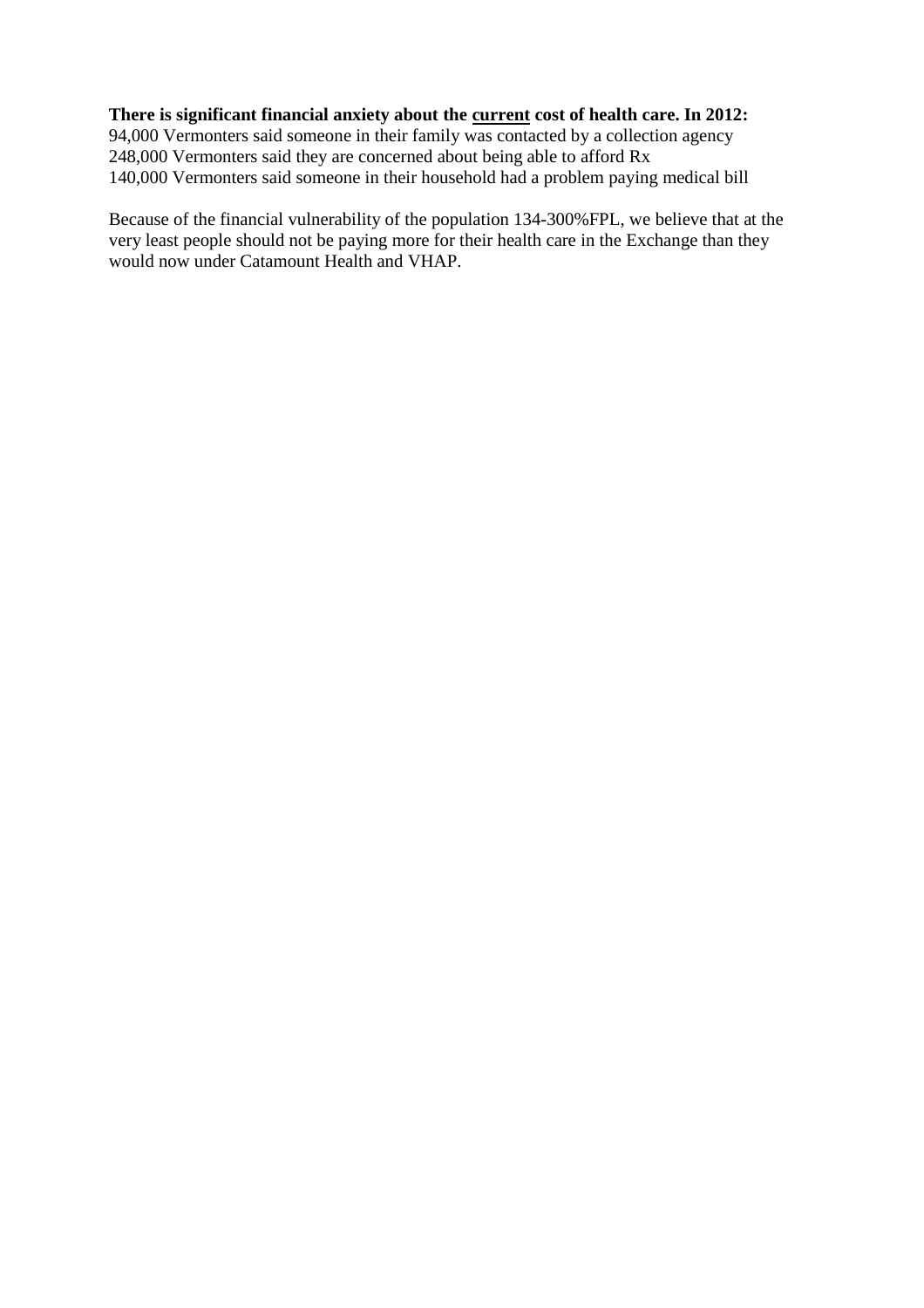**There is significant financial anxiety about the current cost of health care. In 2012:**
94,000 Vermonters said someone in their family was contacted by a collection agency
248,000 Vermonters said they are concerned about being able to afford Rx
140,000 Vermonters said someone in their household had a problem paying medical bill

Because of the financial vulnerability of the population 134-300%FPL, we believe that at the very least people should not be paying more for their health care in the Exchange than they would now under Catamount Health and VHAP.